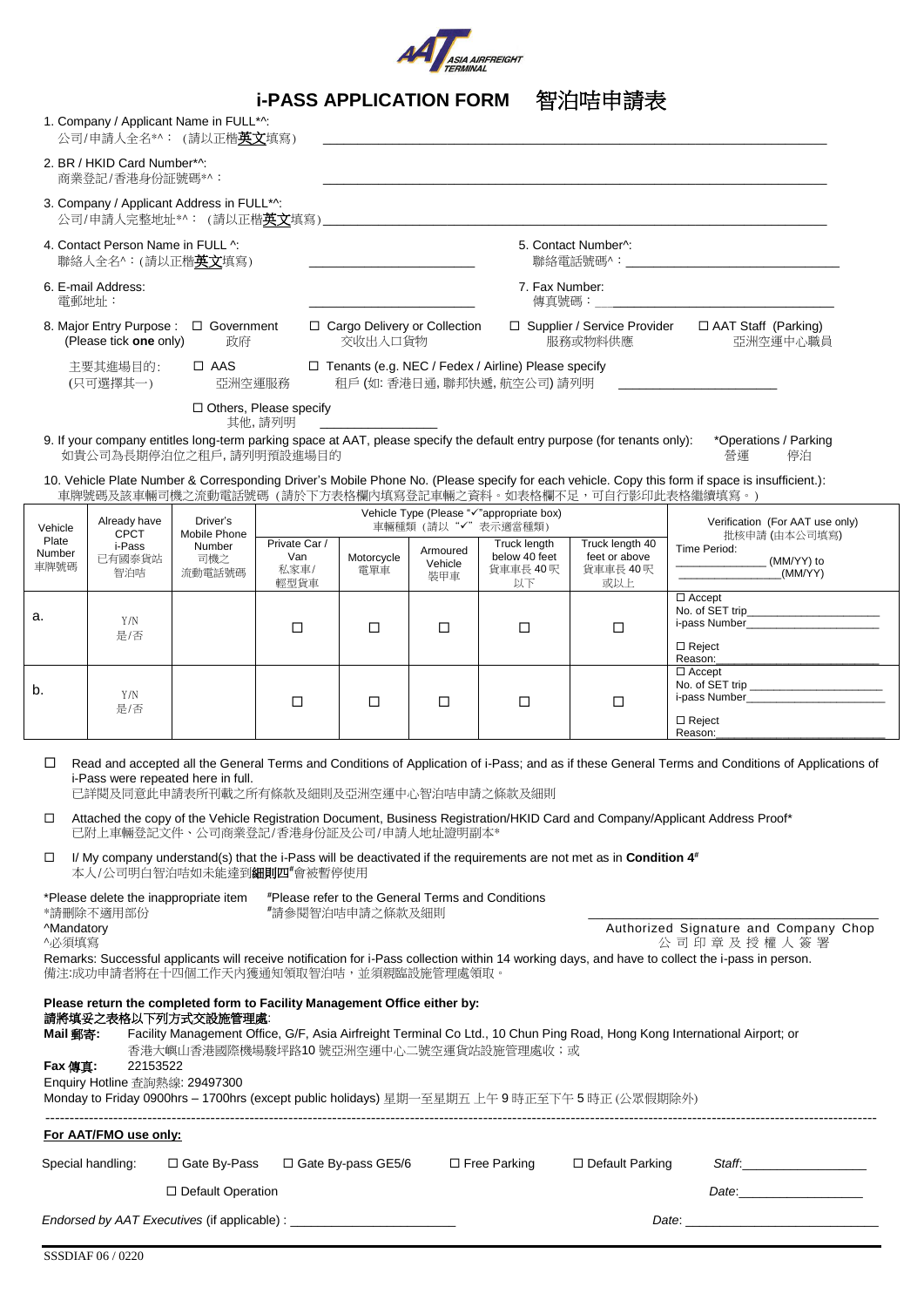# i-PASS APPLICATION FORM 智泊咭申請表

1. Company / Applicant Name in FULL*^:
   公司/申請人全名*^：(請以正楷**英文**填寫) ____________________

2. BR / HKID Card Number*^:
   商業登記/香港身份証號碼*^： ____________________

3. Company / Applicant Address in FULL*^:
   公司/申請人完整地址*^：(請以正楷**英文**填寫) ____________________

4. Contact Person Name in FULL ^:
   聯絡人全名^：(請以正楷**英文**填寫) ____________________

5. Contact Number^:
   聯絡電話號碼^：____________________

6. E-mail Address:
   電郵地址： ____________________

7. Fax Number:
   傳真號碼：____________________

8. Major Entry Purpose : (Please tick **one** only)
   主要其進場目的: (只可選擇其一)
   - ☐ Government 政府
   - ☐ Cargo Delivery or Collection 交收出入口貨物
   - ☐ Supplier / Service Provider 服務或物料供應
   - ☐ AAT Staff (Parking) 亞洲空運中心職員
   - ☐ AAS 亞洲空運服務
   - ☐ Tenants (e.g. NEC / Fedex / Airline) Please specify 租戶 (如: 香港日通, 聯邦快遞, 航空公司) 請列明 ____________________
   - ☐ Others, Please specify 其他, 請列明 ____________________

9. If your company entitles long-term parking space at AAT, please specify the default entry purpose (for tenants only): *Operations / Parking
   如貴公司為長期停泊位之租戶, 請列明預設進場目的 營運 停泊

10. Vehicle Plate Number & Corresponding Driver's Mobile Phone No. (Please specify for each vehicle. Copy this form if space is insufficient.):
    車牌號碼及該車輛司機之流動電話號碼 (請於下方表格欄內填寫登記車輛之資料。如表格欄不足，可自行影印此表格繼續填寫。)

| Vehicle Plate Number 車牌號碼 | Already have CPCT i-Pass 已有國泰貨站智泊咭 | Driver's Mobile Phone Number 司機之流動電話號碼 | Vehicle Type (Please "✓"appropriate box) 車輛種類 (請以 "✓" 表示適當種類) | | | | | Verification (For AAT use only) 批核申請 (由本公司填寫) Time Period: ______ (MM/YY) to ______ (MM/YY) |
|---|---|---|---|---|---|---|---|---|
| | | | Private Car / Van 私家車/輕型貨車 | Motorcycle 電單車 | Armoured Vehicle 裝甲車 | Truck length below 40 feet 貨車車長 40 呎以下 | Truck length 40 feet or above 貨車車長 40 呎或以上 | |
| a. | Y/N 是/否 | | ☐ | ☐ | ☐ | ☐ | ☐ | ☐ Accept No. of SET trip______ i-pass Number______ ☐ Reject Reason:______ |
| b. | Y/N 是/否 | | ☐ | ☐ | ☐ | ☐ | ☐ | ☐ Accept No. of SET trip ______ i-pass Number______ ☐ Reject Reason:______ |

☐ Read and accepted all the General Terms and Conditions of Application of i-Pass; and as if these General Terms and Conditions of Applications of i-Pass were repeated here in full.
已詳閱及同意此申請表所刊載之所有條款及細則及亞洲空運中心智泊咭申請之條款及細則

☐ Attached the copy of the Vehicle Registration Document, Business Registration/HKID Card and Company/Applicant Address Proof*
已附上車輛登記文件、公司商業登記/香港身份証及公司/申請人地址證明副本*

☐ I/ My company understand(s) that the i-Pass will be deactivated if the requirements are not met as in **Condition 4#**
本人/公司明白智泊咭如未能達到**細則四#**會被暫停使用

*Please delete the inappropriate item
*請刪除不適用部份

#Please refer to the General Terms and Conditions
#請參閱智泊咭申請之條款及細則

^Mandatory
^必須填寫

____________________
Authorized Signature and Company Chop
公司印章及授權人簽署

Remarks: Successful applicants will receive notification for i-Pass collection within 14 working days, and have to collect the i-pass in person.
備注:成功申請者將在十四個工作天內獲通知領取智泊咭，並須親臨設施管理處領取。

**Please return the completed form to Facility Management Office either by:**
**請將填妥之表格以下列方式交設施管理處**:

**Mail 郵寄:** Facility Management Office, G/F, Asia Airfreight Terminal Co Ltd., 10 Chun Ping Road, Hong Kong International Airport; or
香港大嶼山香港國際機場駿坪路10 號亞洲空運中心二號空運貨站設施管理處收；或

**Fax 傳真:** 22153522

Enquiry Hotline 查詢熱線: 29497300
Monday to Friday 0900hrs – 1700hrs (except public holidays) 星期一至星期五 上午 9 時正至下午 5 時正 (公眾假期除外)

---

**For AAT/FMO use only:**

Special handling: ☐ Gate By-Pass ☐ Gate By-pass GE5/6 ☐ Free Parking ☐ Default Parking *Staff*:______________

☐ Default Operation *Date*:______________

*Endorsed by AAT Executives* (if applicable) : ______________ *Date*: ______________

SSSDIAF 06 / 0220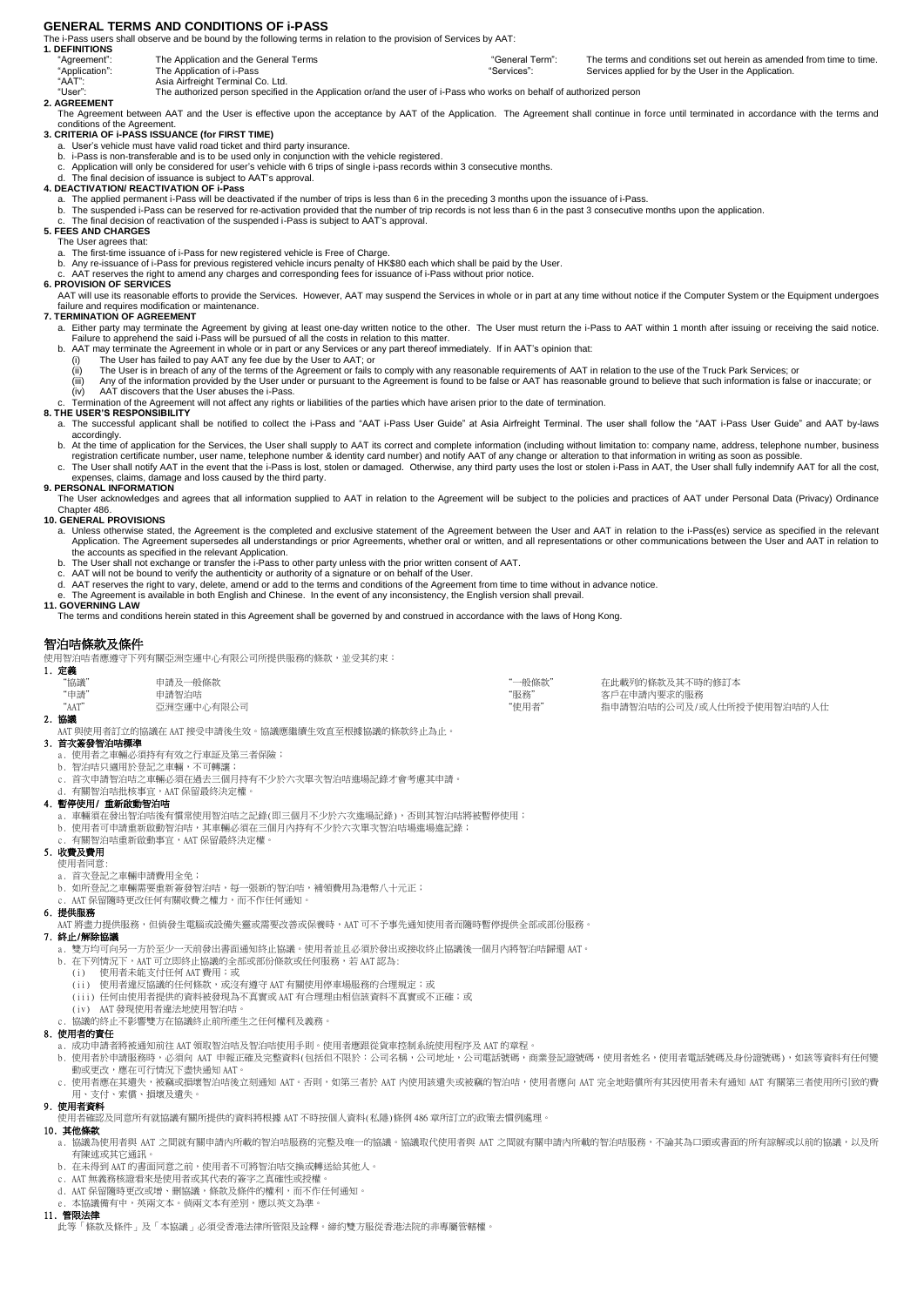# GENERAL TERMS AND CONDITIONS OF i-PASS

The i-Pass users shall observe and be bound by the following terms in relation to the provision of Services by AAT:

## 1. DEFINITIONS

| | | | |
|---|---|---|---|
| "Agreement": | The Application and the General Terms | "General Term": | The terms and conditions set out herein as amended from time to time. |
| "Application": | The Application of i-Pass | "Services": | Services applied for by the User in the Application. |
| "AAT": | Asia Airfreight Terminal Co. Ltd. | | |
| "User": | The authorized person specified in the Application or/and the user of i-Pass who works on behalf of authorized person | | |

## 2. AGREEMENT

The Agreement between AAT and the User is effective upon the acceptance by AAT of the Application. The Agreement shall continue in force until terminated in accordance with the terms and conditions of the Agreement.

## 3. CRITERIA OF i-PASS ISSUANCE (for FIRST TIME)

a. User's vehicle must have valid road ticket and third party insurance.
b. i-Pass is non-transferable and is to be used only in conjunction with the vehicle registered.
c. Application will only be considered for user's vehicle with 6 trips of single i-pass records within 3 consecutive months.
d. The final decision of issuance is subject to AAT's approval.

## 4. DEACTIVATION/ REACTIVATION OF i-Pass

a. The applied permanent i-Pass will be deactivated if the number of trips is less than 6 in the preceding 3 months upon the issuance of i-Pass.
b. The suspended i-Pass can be reserved for re-activation provided that the number of trip records is not less than 6 in the past 3 consecutive months upon the application.
c. The final decision of reactivation of the suspended i-Pass is subject to AAT's approval.

## 5. FEES AND CHARGES

The User agrees that:

a. The first-time issuance of i-Pass for new registered vehicle is Free of Charge.
b. Any re-issuance of i-Pass for previous registered vehicle incurs penalty of HK$80 each which shall be paid by the User.
c. AAT reserves the right to amend any charges and corresponding fees for issuance of i-Pass without prior notice.

## 6. PROVISION OF SERVICES

AAT will use its reasonable efforts to provide the Services. However, AAT may suspend the Services in whole or in part at any time without notice if the Computer System or the Equipment undergoes failure and requires modification or maintenance.

## 7. TERMINATION OF AGREEMENT

a. Either party may terminate the Agreement by giving at least one-day written notice to the other. The User must return the i-Pass to AAT within 1 month after issuing or receiving the said notice. Failure to apprehend the said i-Pass will be pursued of all the costs in relation to this matter.
b. AAT may terminate the Agreement in whole or in part or any Services or any part thereof immediately. If in AAT's opinion that:
   (i) The User has failed to pay AAT any fee due by the User to AAT; or
   (ii) The User is in breach of any of the terms of the Agreement or fails to comply with any reasonable requirements of AAT in relation to the use of the Truck Park Services; or
   (iii) Any of the information provided by the User under or pursuant to the Agreement is found to be false or AAT has reasonable ground to believe that such information is false or inaccurate; or
   (iv) AAT discovers that the User abuses the i-Pass.
c. Termination of the Agreement will not affect any rights or liabilities of the parties which have arisen prior to the date of termination.

## 8. THE USER'S RESPONSIBILITY

a. The successful applicant shall be notified to collect the i-Pass and "AAT i-Pass User Guide" at Asia Airfreight Terminal. The user shall follow the "AAT i-Pass User Guide" and AAT by-laws accordingly.
b. At the time of application for the Services, the User shall supply to AAT its correct and complete information (including without limitation to: company name, address, telephone number, business registration certificate number, user name, telephone number & identity card number) and notify AAT of any change or alteration to that information in writing as soon as possible.
c. The User shall notify AAT in the event that the i-Pass is lost, stolen or damaged. Otherwise, any third party uses the lost or stolen i-Pass in AAT, the User shall fully indemnify AAT for all the cost, expenses, claims, damage and loss caused by the third party.

## 9. PERSONAL INFORMATION

The User acknowledges and agrees that all information supplied to AAT in relation to the Agreement will be subject to the policies and practices of AAT under Personal Data (Privacy) Ordinance Chapter 486.

## 10. GENERAL PROVISIONS

a. Unless otherwise stated, the Agreement is the completed and exclusive statement of the Agreement between the User and AAT in relation to the i-Pass(es) service as specified in the relevant Application. The Agreement supersedes all understandings or prior Agreements, whether oral or written, and all representations or other communications between the User and AAT in relation to the accounts as specified in the relevant Application.
b. The User shall not exchange or transfer the i-Pass to other party unless with the prior written consent of AAT.
c. AAT will not be bound to verify the authenticity or authority of a signature or on behalf of the User.
d. AAT reserves the right to vary, delete, amend or add to the terms and conditions of the Agreement from time to time without in advance notice.
e. The Agreement is available in both English and Chinese. In the event of any inconsistency, the English version shall prevail.

## 11. GOVERNING LAW

The terms and conditions herein stated in this Agreement shall be governed by and construed in accordance with the laws of Hong Kong.

# 智泊咭條款及條件

使用智泊咭者應遵守下列有關亞洲空運中心有限公司所提供服務的條款，並受其約束：

## 1. 定義

| | | | |
|---|---|---|---|
| "協議" | 申請及一般條款 | "一般條款" | 在此載列的條款及其不時的修訂本 |
| "申請" | 申請智泊咭 | "服務" | 客戶在申請內要求的服務 |
| "AAT" | 亞洲空運中心有限公司 | "使用者" | 指申請智泊咭的公司及/或人仕所授予使用智泊咭的人仕 |

## 2. 協議

AAT 與使用者訂立的協議在 AAT 接受申請後生效。協議應繼續生效直至根據協議的條款終止為止。

## 3. 首次簽發智泊咭標準

a. 使用者之車輛必須持有有效之行車証及第三者保險；
b. 智泊咭只適用於登記之車輛，不可轉讓；
c. 首次申請智泊咭之車輛必須在過去三個月持有不少於六次單次智泊咭進場記錄才會考慮其申請。
d. 有關智泊咭批核事宜，AAT 保留最終決定權。

## 4. 暫停使用/ 重新啟動智泊咭

a. 車輛須在發出智泊咭後有慣常使用智泊咭之記錄(即三個月不少於六次進場記錄)，否則其智泊咭將被暫停使用；
b. 使用者可申請重新啟動智泊咭，其車輛必須在三個月內持有不少於六次單次智泊咭進場記錄；
c. 有關智泊咭重新啟動事宜，AAT 保留最終決定權。

## 5. 收費及費用

使用者同意:

a. 首次登記之車輛申請費用全免；
b. 如所登記之車輛需要重新簽發智泊咭，每一張新的智泊咭，補領費用為港幣八十元正；
c. AAT 保留隨時更改任何有關收費之權力，而不作任何通知。

## 6. 提供服務

AAT 將盡力提供服務，但倘發生電腦或設備失靈或需要改善或保養時，AAT 可不予事先通知使用者而隨時暫停提供全部或部份服務。

## 7. 終止/解除協議

a. 雙方均可向另一方於至少一天前發出書面通知終止協議。使用者並且必須於發出或接收終止協議後一個月內將智泊咭歸還 AAT。
b. 在下列情況下，AAT 可立即終止協議的全部或部份條款或任何服務，若 AAT 認為:
   (i) 使用者未能支付任何 AAT 費用；或
   (ii) 使用者違反協議的任何條款，或沒有遵守 AAT 有關使用停車場服務的合理規定；或
   (iii) 任何由使用者提供的資料被發現為不真實或 AAT 有合理理由相信該資料不真實或不正確；或
   (iv) AAT 發現使用者違法地使用智泊咭。
c. 協議的終止不影響雙方在協議終止前所產生之任何權利及義務。

## 8. 使用者的責任

a. 成功申請者將被通知前往 AAT 領取智泊咭及智泊咭使用手則。使用者應跟從貨車控制系統使用程序及 AAT 的章程。
b. 使用者於申請服務時，必須向 AAT 申報正確及完整資料(包括但不限於：公司名稱，公司地址，公司電話號碼，商業登記證號碼，使用者姓名，使用者電話號碼及身份證號碼)，如該等資料有任何變動或更改，應在可行情況下盡快通知 AAT。
c. 使用者應在其遺失，被竊或損壞智泊咭後立刻通知 AAT。否則，如第三者於 AAT 內使用該遺失或被竊的智泊咭，使用者應向 AAT 完全地賠償所有其因使用者未有通知 AAT 有關第三者使用所引致的費用、支付、索償、損壞及遺失。

## 9. 使用者資料

使用者確認及同意所有就協議有關所提供的資料將根據 AAT 不時按個人資料(私隱)條例 486 章所訂立的政策去慣例處理。

## 10. 其他條款

a. 協議為使用者與 AAT 之間就有關申請內所載的智泊咭服務的完整及唯一的協議。協議取代使用者與 AAT 之間就有關申請內所載的智泊咭服務，不論其為口頭或書面的所有諒解或以前的協議，以及所有陳述或其它通訊。
b. 在未得到 AAT 的書面同意之前，使用者不可將智泊咭交換或轉送給其他人。
c. AAT 無義務核證看來是使用者或其代表的簽字之真確性或授權。
d. AAT 保留隨時更改或增、刪協議，條款及條件的權利，而不作任何通知。
e. 本協議備有中，英兩文本。倘兩文本有差別，應以英文為準。

## 11. 管限法律

此等「條款及條件」及「本協議」必須受香港法律所管限及詮釋。締約雙方服從香港法院的非專屬管轄權。